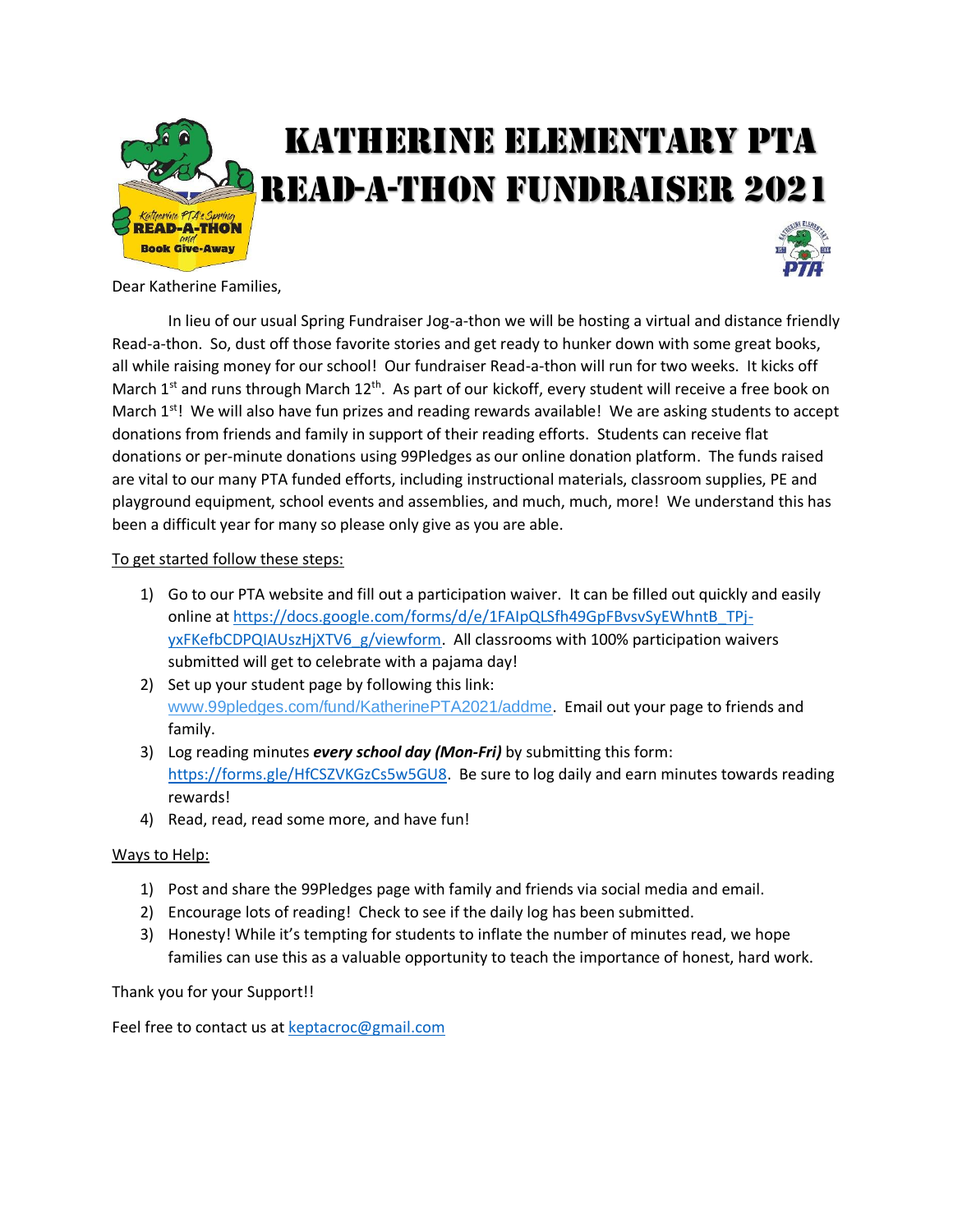# KATHERINE ELEMENTARY PTA READ-A-THON FUNDRAISER 2021

Dear Katherine Families,

In lieu of our usual Spring Fundraiser Jog-a-thon we will be hosting a virtual and distance friendly Read-a-thon. So, dust off those favorite stories and get ready to hunker down with some great books, all while raising money for our school! Our fundraiser Read-a-thon will run for two weeks. It kicks off March 1st and runs through March 12th. As part of our kickoff, every student will receive a free book on March 1st! We will also have fun prizes and reading rewards available! We are asking students to accept donations from friends and family in support of their reading efforts. Students can receive flat donations or per-minute donations using 99Pledges as our online donation platform. The funds raised are vital to our many PTA funded efforts, including instructional materials, classroom supplies, PE and playground equipment, school events and assemblies, and much, much, more! We understand this has been a difficult year for many so please only give as you are able.

To get started follow these steps:

1) Go to our PTA website and fill out a participation waiver. It can be filled out quickly and easily online at https://docs.google.com/forms/d/e/1FAIpQLSfh49GpFBvsvSyEWhntB_TPj-yxFKefbCDPQIAUszHjXTV6_g/viewform. All classrooms with 100% participation waivers submitted will get to celebrate with a pajama day!
2) Set up your student page by following this link: www.99pledges.com/fund/KatherinePTA2021/addme. Email out your page to friends and family.
3) Log reading minutes ***every school day (Mon-Fri)*** by submitting this form: https://forms.gle/HfCSZVKGzCs5w5GU8. Be sure to log daily and earn minutes towards reading rewards!
4) Read, read, read some more, and have fun!

Ways to Help:

1) Post and share the 99Pledges page with family and friends via social media and email.
2) Encourage lots of reading! Check to see if the daily log has been submitted.
3) Honesty! While it's tempting for students to inflate the number of minutes read, we hope families can use this as a valuable opportunity to teach the importance of honest, hard work.

Thank you for your Support!!

Feel free to contact us at keptacroc@gmail.com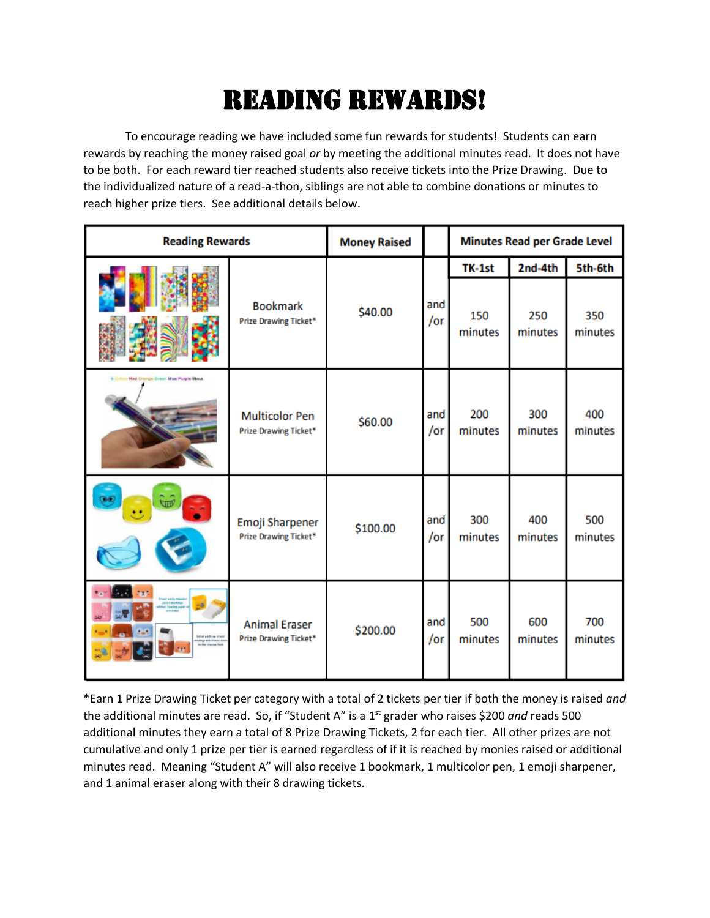# READING REWARDS!

To encourage reading we have included some fun rewards for students! Students can earn rewards by reaching the money raised goal *or* by meeting the additional minutes read. It does not have to be both. For each reward tier reached students also receive tickets into the Prize Drawing. Due to the individualized nature of a read-a-thon, siblings are not able to combine donations or minutes to reach higher prize tiers. See additional details below.

| Reading Rewards | | Money Raised | | Minutes Read per Grade Level | | |
|---|---|---|---|---|---|---|
| | | | | TK-1st | 2nd-4th | 5th-6th |
| | Bookmark<br>Prize Drawing Ticket* | $40.00 | and /or | 150 minutes | 250 minutes | 350 minutes |
| | Multicolor Pen<br>Prize Drawing Ticket* | $60.00 | and /or | 200 minutes | 300 minutes | 400 minutes |
| | Emoji Sharpener<br>Prize Drawing Ticket* | $100.00 | and /or | 300 minutes | 400 minutes | 500 minutes |
| | Animal Eraser<br>Prize Drawing Ticket* | $200.00 | and /or | 500 minutes | 600 minutes | 700 minutes |

*Earn 1 Prize Drawing Ticket per category with a total of 2 tickets per tier if both the money is raised *and* the additional minutes are read. So, if "Student A" is a 1st grader who raises $200 *and* reads 500 additional minutes they earn a total of 8 Prize Drawing Tickets, 2 for each tier. All other prizes are not cumulative and only 1 prize per tier is earned regardless of if it is reached by monies raised or additional minutes read. Meaning "Student A" will also receive 1 bookmark, 1 multicolor pen, 1 emoji sharpener, and 1 animal eraser along with their 8 drawing tickets.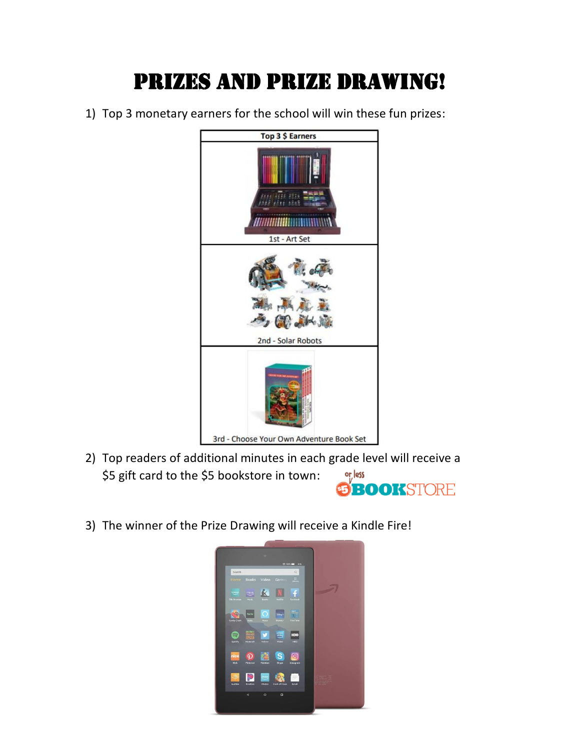# PRIZES AND PRIZE DRAWING!

1) Top 3 monetary earners for the school will win these fun prizes:

| Top 3 $ Earners |
|---|
| 1st - Art Set |
| 2nd - Solar Robots |
| 3rd - Choose Your Own Adventure Book Set |

2) Top readers of additional minutes in each grade level will receive a $5 gift card to the $5 bookstore in town: $5 or less BOOKSTORE

3) The winner of the Prize Drawing will receive a Kindle Fire!